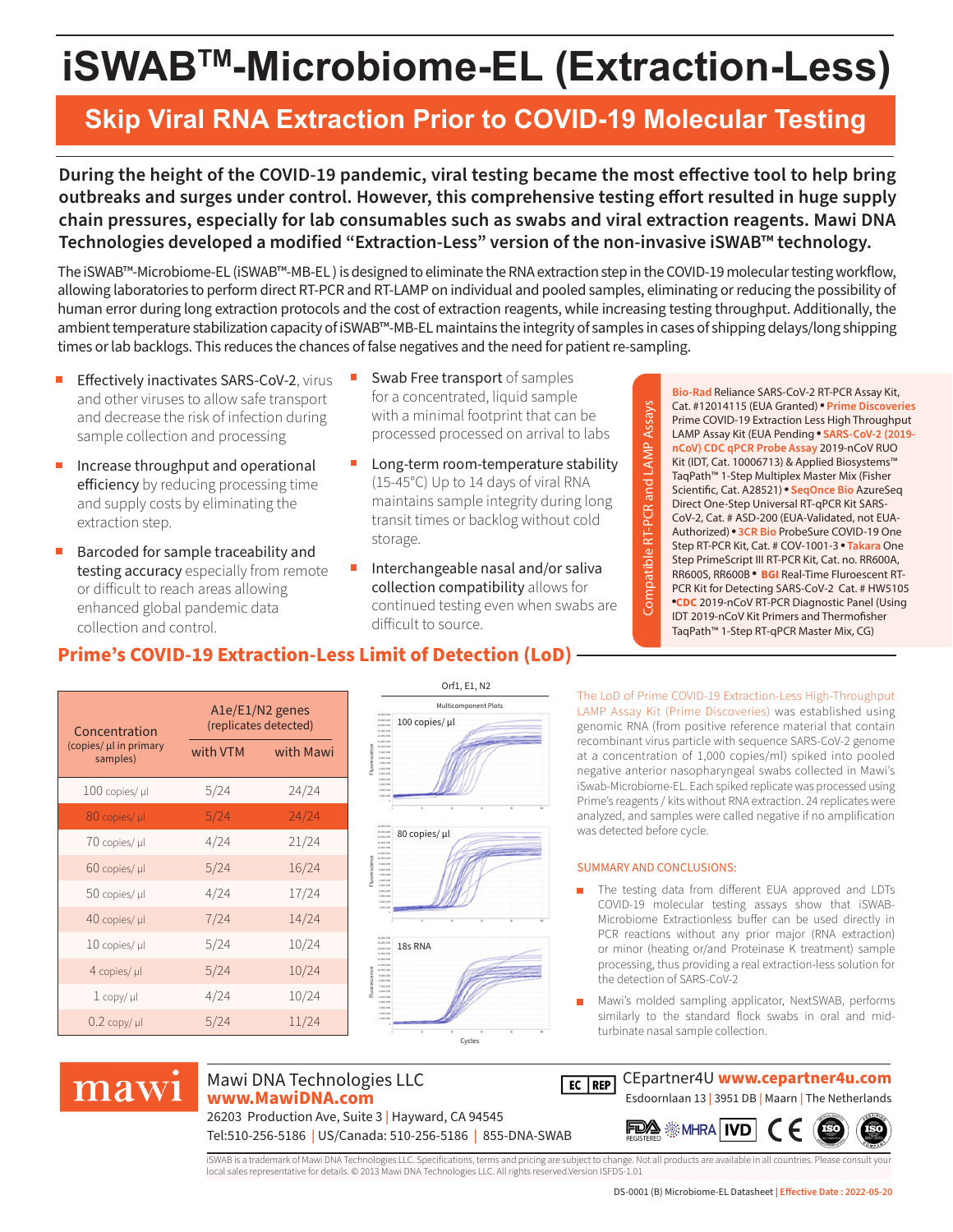# iSWAB™-Microbiome-EL (Extraction-Less)

## Skip Viral RNA Extraction Prior to COVID-19 Molecular Testing

**During the height of the COVID-19 pandemic, viral testing became the most effective tool to help bring outbreaks and surges under control. However, this comprehensive testing effort resulted in huge supply chain pressures, especially for lab consumables such as swabs and viral extraction reagents. Mawi DNA Technologies developed a modified "Extraction-Less" version of the non-invasive iSWAB™ technology.**

The iSWAB™-Microbiome-EL (iSWAB™-MB-EL ) is designed to eliminate the RNA extraction step in the COVID-19 molecular testing workflow, allowing laboratories to perform direct RT-PCR and RT-LAMP on individual and pooled samples, eliminating or reducing the possibility of human error during long extraction protocols and the cost of extraction reagents, while increasing testing throughput. Additionally, the ambient temperature stabilization capacity of iSWAB™-MB-EL maintains the integrity of samples in cases of shipping delays/long shipping times or lab backlogs. This reduces the chances of false negatives and the need for patient re-sampling.

- Effectively inactivates SARS-CoV-2, virus and other viruses to allow safe transport and decrease the risk of infection during sample collection and processing
- Increase throughput and operational efficiency by reducing processing time and supply costs by eliminating the extraction step.
- Barcoded for sample traceability and testing accuracy especially from remote or difficult to reach areas allowing enhanced global pandemic data collection and control.
- Swab Free transport of samples for a concentrated, liquid sample with a minimal footprint that can be processed processed on arrival to labs
- Long-term room-temperature stability (15-45°C) Up to 14 days of viral RNA maintains sample integrity during long transit times or backlog without cold storage.
- Interchangeable nasal and/or saliva collection compatibility allows for continued testing even when swabs are difficult to source.

**Compatible RT-PCR and LAMP Assays**

**Bio-Rad** Reliance SARS-CoV-2 RT-PCR Assay Kit, Cat. #12014115 (EUA Granted) • **Prime Discoveries** Prime COVID-19 Extraction Less High Throughput LAMP Assay Kit (EUA Pending • **SARS-CoV-2 (2019-nCoV) CDC qPCR Probe Assay** 2019-nCoV RUO Kit (IDT, Cat. 10006713) & Applied Biosystems™ TaqPath™ 1-Step Multiplex Master Mix (Fisher Scientific, Cat. A28521) • **SeqOnce Bio** AzureSeq Direct One-Step Universal RT-qPCR Kit SARS-CoV-2, Cat. # ASD-200 (EUA-Validated, not EUA-Authorized) • **3CR Bio** ProbeSure COVID-19 One Step RT-PCR Kit, Cat. # COV-1001-3 • **Takara** One Step PrimeScript III RT-PCR Kit, Cat. no. RR600A, RR600S, RR600B • **BGI** Real-Time Fluorescent RT-PCR Kit for Detecting SARS-CoV-2 Cat. # HW5105 • **CDC** 2019-nCoV RT-PCR Diagnostic Panel (Using IDT 2019-nCoV Kit Primers and Thermofisher TaqPath™ 1-Step RT-qPCR Master Mix, CG)

## Prime's COVID-19 Extraction-Less Limit of Detection (LoD)

| Concentration (copies/ µl in primary samples) | A1e/E1/N2 genes (replicates detected) | |
|---|---|---|
| | with VTM | with Mawi |
| 100 copies/ µl | 5/24 | 24/24 |
| 80 copies/ µl | 5/24 | 24/24 |
| 70 copies/ µl | 4/24 | 21/24 |
| 60 copies/ µl | 5/24 | 16/24 |
| 50 copies/ µl | 4/24 | 17/24 |
| 40 copies/ µl | 7/24 | 14/24 |
| 10 copies/ µl | 5/24 | 10/24 |
| 4 copies/ µl | 5/24 | 10/24 |
| 1 copy/ µl | 4/24 | 10/24 |
| 0.2 copy/ µl | 5/24 | 11/24 |

Orf1, E1, N2 — Multicomponent Plots: 100 copies/ µl; 80 copies/ µl; 18s RNA (Fluorescence vs. Cycles)

The LoD of Prime COVID-19 Extraction-Less High-Throughput LAMP Assay Kit (Prime Discoveries) was established using genomic RNA (from positive reference material that contain recombinant virus particle with sequence SARS-CoV-2 genome at a concentration of 1,000 copies/ml) spiked into pooled negative anterior nasopharyngeal swabs collected in Mawi's iSwab-Microbiome-EL. Each spiked replicate was processed using Prime's reagents / kits without RNA extraction. 24 replicates were analyzed, and samples were called negative if no amplification was detected before cycle.

### SUMMARY AND CONCLUSIONS:

- The testing data from different EUA approved and LDTs COVID-19 molecular testing assays show that iSWAB-Microbiome Extractionless buffer can be used directly in PCR reactions without any prior major (RNA extraction) or minor (heating or/and Proteinase K treatment) sample processing, thus providing a real extraction-less solution for the detection of SARS-CoV-2
- Mawi's molded sampling applicator, NextSWAB, performs similarly to the standard flock swabs in oral and mid-turbinate nasal sample collection.

mawi

Mawi DNA Technologies LLC
**www.MawiDNA.com**
26203 Production Ave, Suite 3 | Hayward, CA 94545
Tel:510-256-5186 | US/Canada: 510-256-5186 | 855-DNA-SWAB

EC REP CEpartner4U **www.cepartner4u.com**
Esdoornlaan 13 | 3951 DB | Maarn | The Netherlands

FDA REGISTERED · MHRA · IVD · CE · ISO · ISO

iSWAB is a trademark of Mawi DNA Technologies LLC. Specifications, terms and pricing are subject to change. Not all products are available in all countries. Please consult your local sales representative for details. © 2013 Mawi DNA Technologies LLC. All rights reserved.Version ISFDS-1.01

DS-0001 (B) Microbiome-EL Datasheet | **Effective Date : 2022-05-20**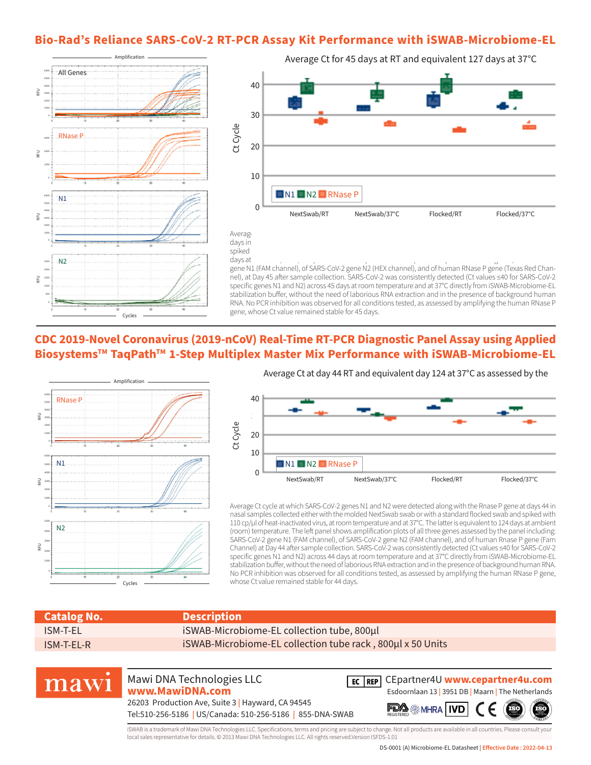## Bio-Rad's Reliance SARS-CoV-2 RT-PCR Assay Kit Performance with iSWAB-Microbiome-EL

Amplification

All Genes

RNase P

N1

N2

RFU

Cycles

Average Ct for 45 days at RT and equivalent 127 days at 37°C

Ct Cycle

40

30

20

10

0

N1 N2 RNase P

NextSwab/RT

NextSwab/37°C

Flocked/RT

Flocked/37°C

Averag days in spiked days at

gene N1 (FAM channel), of SARS-CoV-2 gene N2 (HEX channel), and of human RNase P gene (Texas Red Channel), at Day 45 after sample collection. SARS-CoV-2 was consistently detected (Ct values ≤40 for SARS-CoV-2 specific genes N1 and N2) across 45 days at room temperature and at 37°C directly from iSWAB-Microbiome-EL stabilization buffer, without the need of laborious RNA extraction and in the presence of background human RNA. No PCR inhibition was observed for all conditions tested, as assessed by amplifying the human RNase P gene, whose Ct value remained stable for 45 days.

## CDC 2019-Novel Coronavirus (2019-nCoV) Real-Time RT-PCR Diagnostic Panel Assay using Applied Biosystems™ TaqPath™ 1-Step Multiplex Master Mix Performance with iSWAB-Microbiome-EL

Amplification

RNase P

N1

N2

RFU

Cycles

Average Ct at day 44 RT and equivalent day 124 at 37°C as assessed by the

Ct Cycle

40

20

10

0

N1 N2 RNase P

NextSwab/RT

NextSwab/37°C

Flocked/RT

Flocked/37°C

Average Ct cycle at which SARS-CoV-2 genes N1 and N2 were detected along with the Rnase P gene at days 44 in nasal samples collected either with the molded NextSwab swab or with a standard flocked swab and spiked with 110 cp/µl of heat-inactivated virus, at room temperature and at 37°C. The latter is equivalent to 124 days at ambient (room) temperature. The left panel shows amplification plots of all three genes assessed by the panel including: SARS-CoV-2 gene N1 (FAM channel), of SARS-CoV-2 gene N2 (FAM channel), and of human Rnase P gene (Fam Channel) at Day 44 after sample collection. SARS-CoV-2 was consistently detected (Ct values ≤40 for SARS-CoV-2 specific genes N1 and N2) across 44 days at room temperature and at 37°C directly from iSWAB-Microbiome-EL stabilization buffer, without the need of laborious RNA extraction and in the presence of background human RNA. No PCR inhibition was observed for all conditions tested, as assessed by amplifying the human RNase P gene, whose Ct value remained stable for 44 days.

| Catalog No. | Description |
|---|---|
| ISM-T-EL | iSWAB-Microbiome-EL collection tube, 800µl |
| ISM-T-EL-R | iSWAB-Microbiome-EL collection tube rack , 800µl x 50 Units |

mawi

Mawi DNA Technologies LLC
**www.MawiDNA.com**
26203 Production Ave, Suite 3 | Hayward, CA 94545
Tel:510-256-5186 | US/Canada: 510-256-5186 | 855-DNA-SWAB

EC REP CEpartner4U **www.cepartner4u.com**
Esdoornlaan 13 | 3951 DB | Maarn | The Netherlands

FDA REGISTERED MHRA IVD CE ISO ISO

iSWAB is a trademark of Mawi DNA Technologies LLC. Specifications, terms and pricing are subject to change. Not all products are available in all countries. Please consult your local sales representative for details. © 2013 Mawi DNA Technologies LLC. All rights reserved.Version ISFDS-1.01

DS-0001 (A) Microbiome-EL Datasheet | **Effective Date : 2022-04-13**